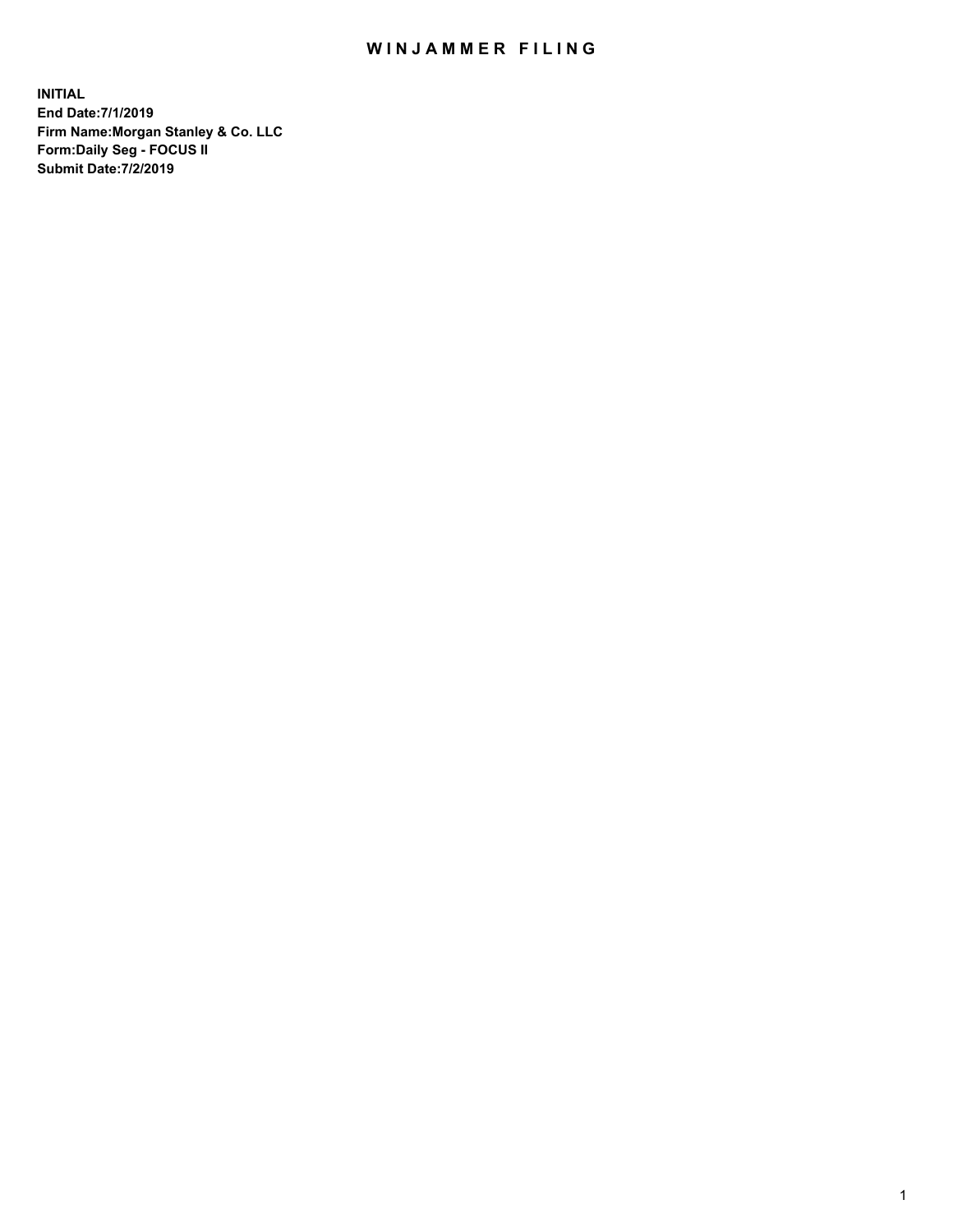# WINJAMMER FILING

**INITIAL**
**End Date:7/1/2019**
**Firm Name:Morgan Stanley & Co. LLC**
**Form:Daily Seg - FOCUS II**
**Submit Date:7/2/2019**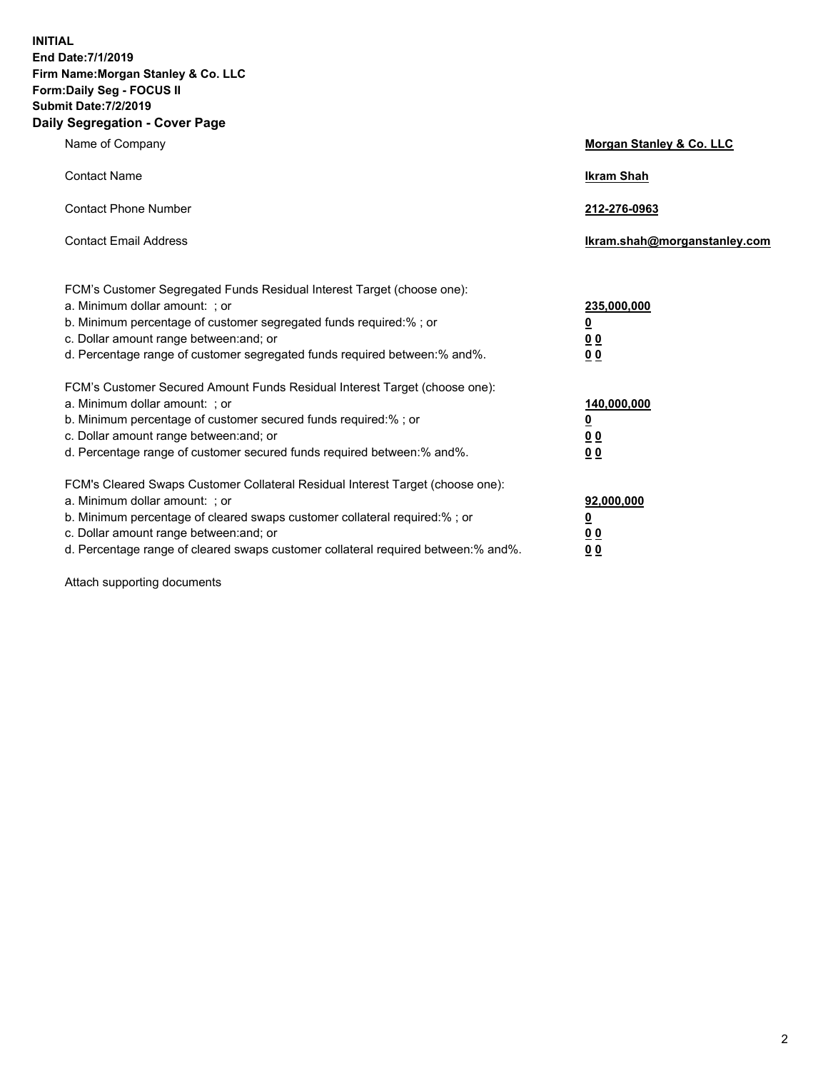**INITIAL**
**End Date:7/1/2019**
**Firm Name:Morgan Stanley & Co. LLC**
**Form:Daily Seg - FOCUS II**
**Submit Date:7/2/2019**
## Daily Segregation - Cover Page

| | |
|---|---|
| Name of Company | **Morgan Stanley & Co. LLC** |
| Contact Name | **Ikram Shah** |
| Contact Phone Number | **212-276-0963** |
| Contact Email Address | **Ikram.shah@morganstanley.com** |

| | |
|---|---|
| FCM's Customer Segregated Funds Residual Interest Target (choose one): | |
| a. Minimum dollar amount: ; or | **235,000,000** |
| b. Minimum percentage of customer segregated funds required:% ; or | **0** |
| c. Dollar amount range between:and; or | **0 0** |
| d. Percentage range of customer segregated funds required between:% and%. | **0 0** |
| FCM's Customer Secured Amount Funds Residual Interest Target (choose one): | |
| a. Minimum dollar amount: ; or | **140,000,000** |
| b. Minimum percentage of customer secured funds required:% ; or | **0** |
| c. Dollar amount range between:and; or | **0 0** |
| d. Percentage range of customer secured funds required between:% and%. | **0 0** |
| FCM's Cleared Swaps Customer Collateral Residual Interest Target (choose one): | |
| a. Minimum dollar amount: ; or | **92,000,000** |
| b. Minimum percentage of cleared swaps customer collateral required:% ; or | **0** |
| c. Dollar amount range between:and; or | **0 0** |
| d. Percentage range of cleared swaps customer collateral required between:% and%. | **0 0** |

Attach supporting documents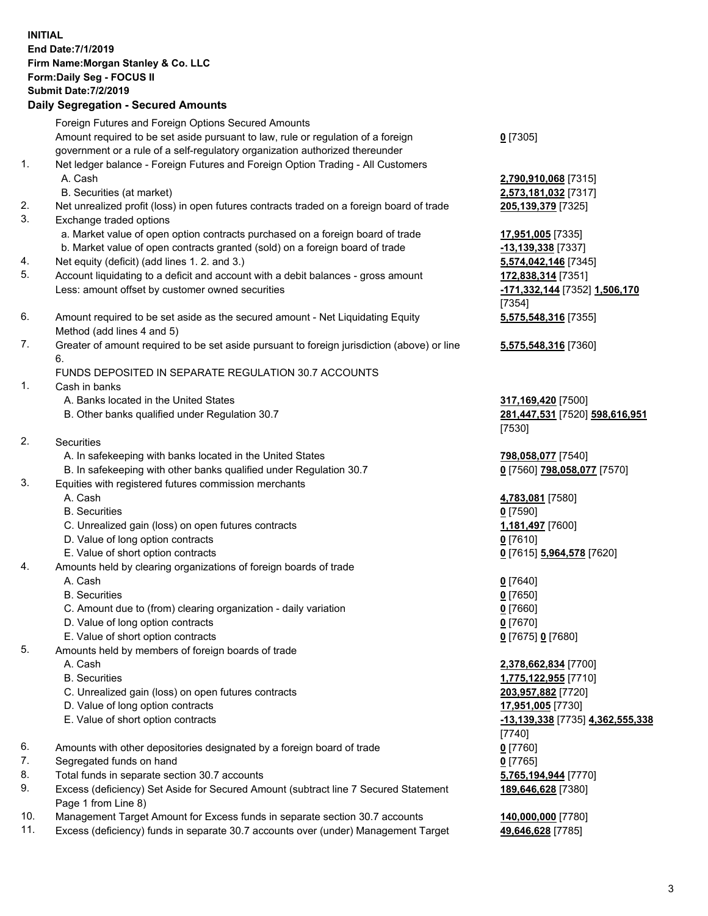**INITIAL**
**End Date:7/1/2019**
**Firm Name:Morgan Stanley & Co. LLC**
**Form:Daily Seg - FOCUS II**
**Submit Date:7/2/2019**

### Daily Segregation - Secured Amounts

| | | |
|---|---|---|
| | Foreign Futures and Foreign Options Secured Amounts | |
| | Amount required to be set aside pursuant to law, rule or regulation of a foreign government or a rule of a self-regulatory organization authorized thereunder | **0** [7305] |
| 1. | Net ledger balance - Foreign Futures and Foreign Option Trading - All Customers | |
| | A. Cash | **2,790,910,068** [7315] |
| | B. Securities (at market) | **2,573,181,032** [7317] |
| 2. | Net unrealized profit (loss) in open futures contracts traded on a foreign board of trade | **205,139,379** [7325] |
| 3. | Exchange traded options | |
| | a. Market value of open option contracts purchased on a foreign board of trade | **17,951,005** [7335] |
| | b. Market value of open contracts granted (sold) on a foreign board of trade | **-13,139,338** [7337] |
| 4. | Net equity (deficit) (add lines 1. 2. and 3.) | **5,574,042,146** [7345] |
| 5. | Account liquidating to a deficit and account with a debit balances - gross amount | **172,838,314** [7351] |
| | Less: amount offset by customer owned securities | **-171,332,144** [7352] **1,506,170** [7354] |
| 6. | Amount required to be set aside as the secured amount - Net Liquidating Equity Method (add lines 4 and 5) | **5,575,548,316** [7355] |
| 7. | Greater of amount required to be set aside pursuant to foreign jurisdiction (above) or line 6. | **5,575,548,316** [7360] |
| | FUNDS DEPOSITED IN SEPARATE REGULATION 30.7 ACCOUNTS | |
| 1. | Cash in banks | |
| | A. Banks located in the United States | **317,169,420** [7500] |
| | B. Other banks qualified under Regulation 30.7 | **281,447,531** [7520] **598,616,951** [7530] |
| 2. | Securities | |
| | A. In safekeeping with banks located in the United States | **798,058,077** [7540] |
| | B. In safekeeping with other banks qualified under Regulation 30.7 | **0** [7560] **798,058,077** [7570] |
| 3. | Equities with registered futures commission merchants | |
| | A. Cash | **4,783,081** [7580] |
| | B. Securities | **0** [7590] |
| | C. Unrealized gain (loss) on open futures contracts | **1,181,497** [7600] |
| | D. Value of long option contracts | **0** [7610] |
| | E. Value of short option contracts | **0** [7615] **5,964,578** [7620] |
| 4. | Amounts held by clearing organizations of foreign boards of trade | |
| | A. Cash | **0** [7640] |
| | B. Securities | **0** [7650] |
| | C. Amount due to (from) clearing organization - daily variation | **0** [7660] |
| | D. Value of long option contracts | **0** [7670] |
| | E. Value of short option contracts | **0** [7675] **0** [7680] |
| 5. | Amounts held by members of foreign boards of trade | |
| | A. Cash | **2,378,662,834** [7700] |
| | B. Securities | **1,775,122,955** [7710] |
| | C. Unrealized gain (loss) on open futures contracts | **203,957,882** [7720] |
| | D. Value of long option contracts | **17,951,005** [7730] |
| | E. Value of short option contracts | **-13,139,338** [7735] **4,362,555,338** [7740] |
| 6. | Amounts with other depositories designated by a foreign board of trade | **0** [7760] |
| 7. | Segregated funds on hand | **0** [7765] |
| 8. | Total funds in separate section 30.7 accounts | **5,765,194,944** [7770] |
| 9. | Excess (deficiency) Set Aside for Secured Amount (subtract line 7 Secured Statement Page 1 from Line 8) | **189,646,628** [7380] |
| 10. | Management Target Amount for Excess funds in separate section 30.7 accounts | **140,000,000** [7780] |
| 11. | Excess (deficiency) funds in separate 30.7 accounts over (under) Management Target | **49,646,628** [7785] |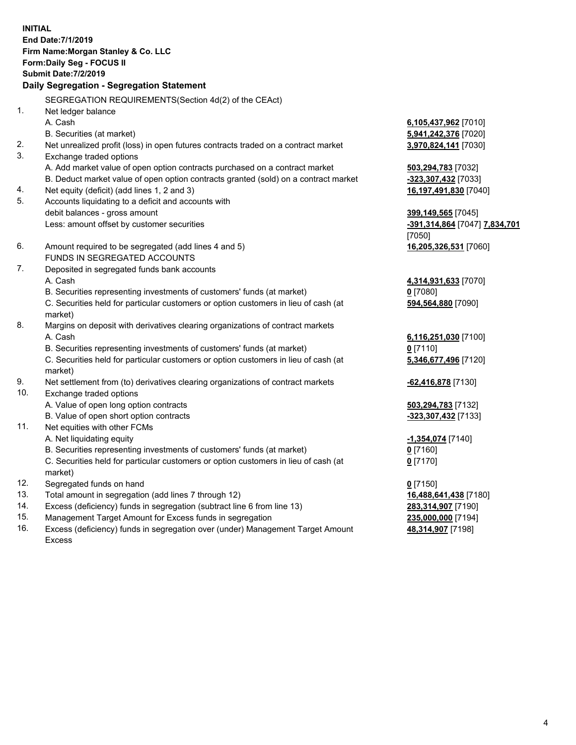**INITIAL**
**End Date:7/1/2019**
**Firm Name:Morgan Stanley & Co. LLC**
**Form:Daily Seg - FOCUS II**
**Submit Date:7/2/2019**

## Daily Segregation - Segregation Statement

SEGREGATION REQUIREMENTS(Section 4d(2) of the CEAct)

| | | |
|---|---|---|
| 1. | Net ledger balance | |
| | A. Cash | **6,105,437,962** [7010] |
| | B. Securities (at market) | **5,941,242,376** [7020] |
| 2. | Net unrealized profit (loss) in open futures contracts traded on a contract market | **3,970,824,141** [7030] |
| 3. | Exchange traded options | |
| | A. Add market value of open option contracts purchased on a contract market | **503,294,783** [7032] |
| | B. Deduct market value of open option contracts granted (sold) on a contract market | **-323,307,432** [7033] |
| 4. | Net equity (deficit) (add lines 1, 2 and 3) | **16,197,491,830** [7040] |
| 5. | Accounts liquidating to a deficit and accounts with debit balances - gross amount | **399,149,565** [7045] |
| | Less: amount offset by customer securities | **-391,314,864** [7047] **7,834,701** [7050] |
| 6. | Amount required to be segregated (add lines 4 and 5) | **16,205,326,531** [7060] |
| | FUNDS IN SEGREGATED ACCOUNTS | |
| 7. | Deposited in segregated funds bank accounts | |
| | A. Cash | **4,314,931,633** [7070] |
| | B. Securities representing investments of customers' funds (at market) | **0** [7080] |
| | C. Securities held for particular customers or option customers in lieu of cash (at market) | **594,564,880** [7090] |
| 8. | Margins on deposit with derivatives clearing organizations of contract markets | |
| | A. Cash | **6,116,251,030** [7100] |
| | B. Securities representing investments of customers' funds (at market) | **0** [7110] |
| | C. Securities held for particular customers or option customers in lieu of cash (at market) | **5,346,677,496** [7120] |
| 9. | Net settlement from (to) derivatives clearing organizations of contract markets | **-62,416,878** [7130] |
| 10. | Exchange traded options | |
| | A. Value of open long option contracts | **503,294,783** [7132] |
| | B. Value of open short option contracts | **-323,307,432** [7133] |
| 11. | Net equities with other FCMs | |
| | A. Net liquidating equity | **-1,354,074** [7140] |
| | B. Securities representing investments of customers' funds (at market) | **0** [7160] |
| | C. Securities held for particular customers or option customers in lieu of cash (at market) | **0** [7170] |
| 12. | Segregated funds on hand | **0** [7150] |
| 13. | Total amount in segregation (add lines 7 through 12) | **16,488,641,438** [7180] |
| 14. | Excess (deficiency) funds in segregation (subtract line 6 from line 13) | **283,314,907** [7190] |
| 15. | Management Target Amount for Excess funds in segregation | **235,000,000** [7194] |
| 16. | Excess (deficiency) funds in segregation over (under) Management Target Amount Excess | **48,314,907** [7198] |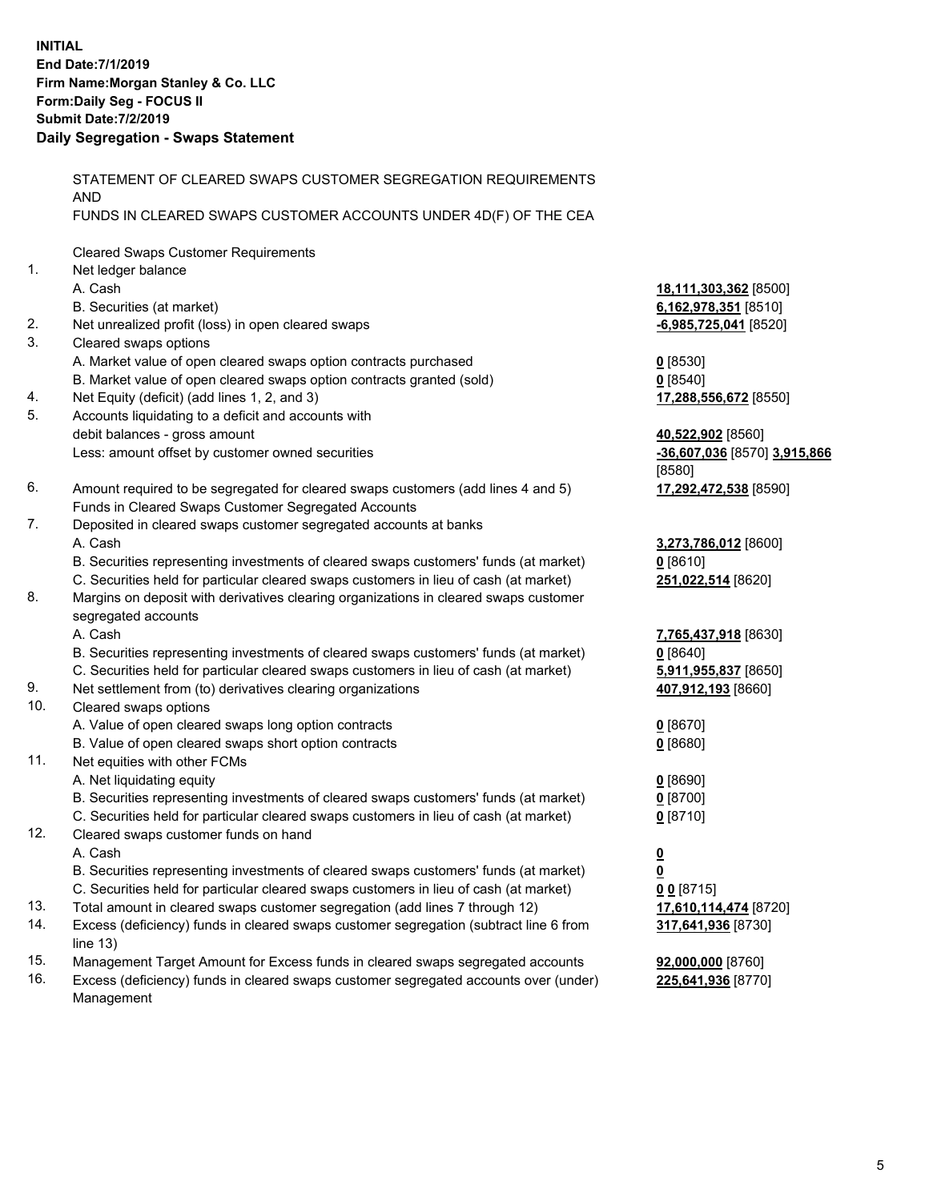**INITIAL**
**End Date:7/1/2019**
**Firm Name:Morgan Stanley & Co. LLC**
**Form:Daily Seg - FOCUS II**
**Submit Date:7/2/2019**
**Daily Segregation - Swaps Statement**

STATEMENT OF CLEARED SWAPS CUSTOMER SEGREGATION REQUIREMENTS AND FUNDS IN CLEARED SWAPS CUSTOMER ACCOUNTS UNDER 4D(F) OF THE CEA

| | | |
|---|---|---|
| | Cleared Swaps Customer Requirements | |
| 1. | Net ledger balance | |
| | A. Cash | **18,111,303,362** [8500] |
| | B. Securities (at market) | **6,162,978,351** [8510] |
| 2. | Net unrealized profit (loss) in open cleared swaps | **-6,985,725,041** [8520] |
| 3. | Cleared swaps options | |
| | A. Market value of open cleared swaps option contracts purchased | **0** [8530] |
| | B. Market value of open cleared swaps option contracts granted (sold) | **0** [8540] |
| 4. | Net Equity (deficit) (add lines 1, 2, and 3) | **17,288,556,672** [8550] |
| 5. | Accounts liquidating to a deficit and accounts with debit balances - gross amount | **40,522,902** [8560] |
| | Less: amount offset by customer owned securities | **-36,607,036** [8570] **3,915,866** [8580] |
| 6. | Amount required to be segregated for cleared swaps customers (add lines 4 and 5) | **17,292,472,538** [8590] |
| | Funds in Cleared Swaps Customer Segregated Accounts | |
| 7. | Deposited in cleared swaps customer segregated accounts at banks | |
| | A. Cash | **3,273,786,012** [8600] |
| | B. Securities representing investments of cleared swaps customers' funds (at market) | **0** [8610] |
| | C. Securities held for particular cleared swaps customers in lieu of cash (at market) | **251,022,514** [8620] |
| 8. | Margins on deposit with derivatives clearing organizations in cleared swaps customer segregated accounts | |
| | A. Cash | **7,765,437,918** [8630] |
| | B. Securities representing investments of cleared swaps customers' funds (at market) | **0** [8640] |
| | C. Securities held for particular cleared swaps customers in lieu of cash (at market) | **5,911,955,837** [8650] |
| 9. | Net settlement from (to) derivatives clearing organizations | **407,912,193** [8660] |
| 10. | Cleared swaps options | |
| | A. Value of open cleared swaps long option contracts | **0** [8670] |
| | B. Value of open cleared swaps short option contracts | **0** [8680] |
| 11. | Net equities with other FCMs | |
| | A. Net liquidating equity | **0** [8690] |
| | B. Securities representing investments of cleared swaps customers' funds (at market) | **0** [8700] |
| | C. Securities held for particular cleared swaps customers in lieu of cash (at market) | **0** [8710] |
| 12. | Cleared swaps customer funds on hand | |
| | A. Cash | **0** |
| | B. Securities representing investments of cleared swaps customers' funds (at market) | **0** |
| | C. Securities held for particular cleared swaps customers in lieu of cash (at market) | **0** **0** [8715] |
| 13. | Total amount in cleared swaps customer segregation (add lines 7 through 12) | **17,610,114,474** [8720] |
| 14. | Excess (deficiency) funds in cleared swaps customer segregation (subtract line 6 from line 13) | **317,641,936** [8730] |
| 15. | Management Target Amount for Excess funds in cleared swaps segregated accounts | **92,000,000** [8760] |
| 16. | Excess (deficiency) funds in cleared swaps customer segregated accounts over (under) Management | **225,641,936** [8770] |